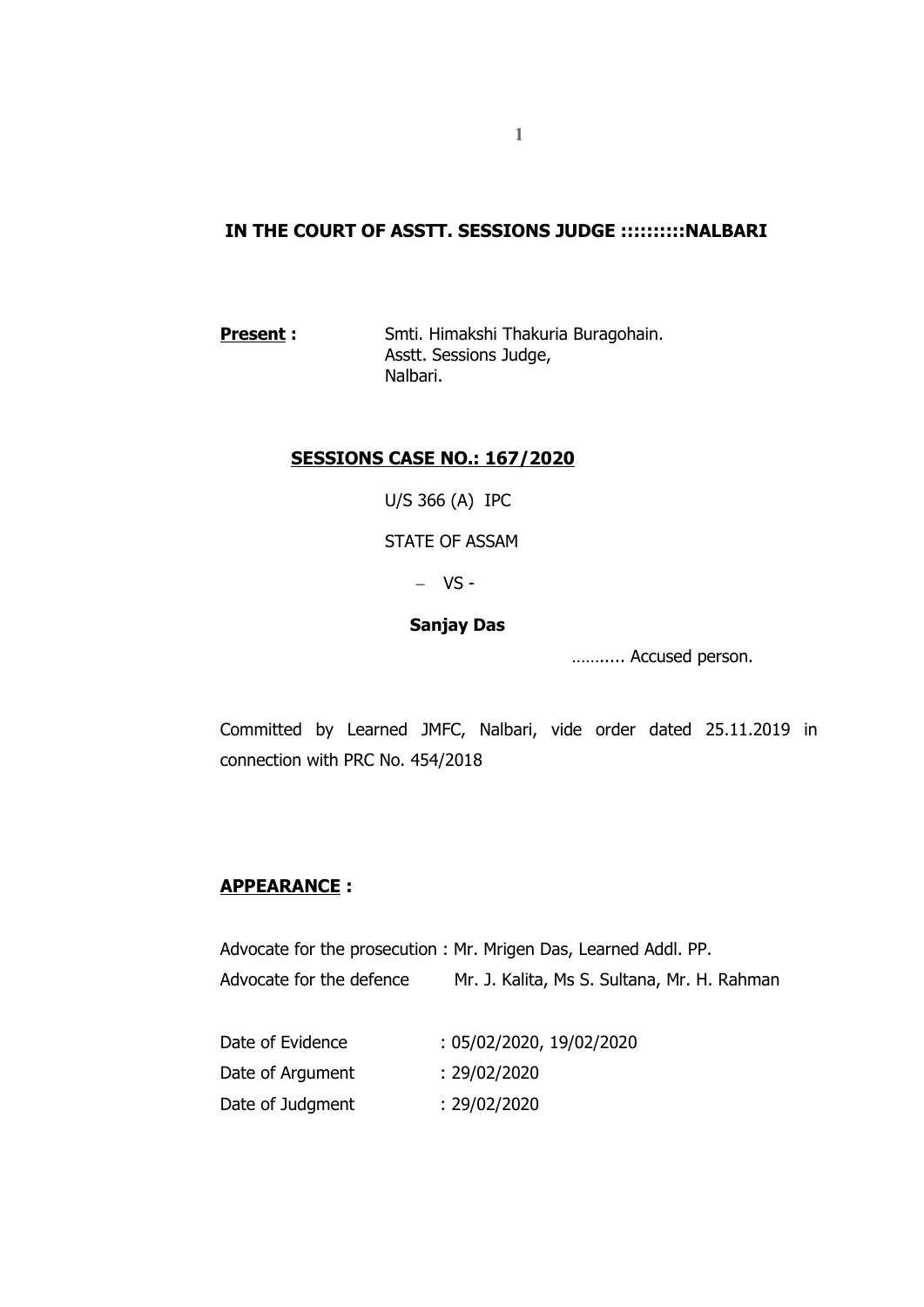## IN THE COURT OF ASSTT. SESSIONS JUDGE ::::::::::NALBARI

**Present :** Smti. Himakshi Thakuria Buragohain.
Asstt. Sessions Judge,
Nalbari.

### SESSIONS CASE NO.: 167/2020

U/S 366 (A) IPC

STATE OF ASSAM

– VS -

**Sanjay Das**

……..... Accused person.

Committed by Learned JMFC, Nalbari, vide order dated 25.11.2019 in connection with PRC No. 454/2018

### APPEARANCE :

Advocate for the prosecution : Mr. Mrigen Das, Learned Addl. PP.
Advocate for the defence Mr. J. Kalita, Ms S. Sultana, Mr. H. Rahman

Date of Evidence : 05/02/2020, 19/02/2020
Date of Argument : 29/02/2020
Date of Judgment : 29/02/2020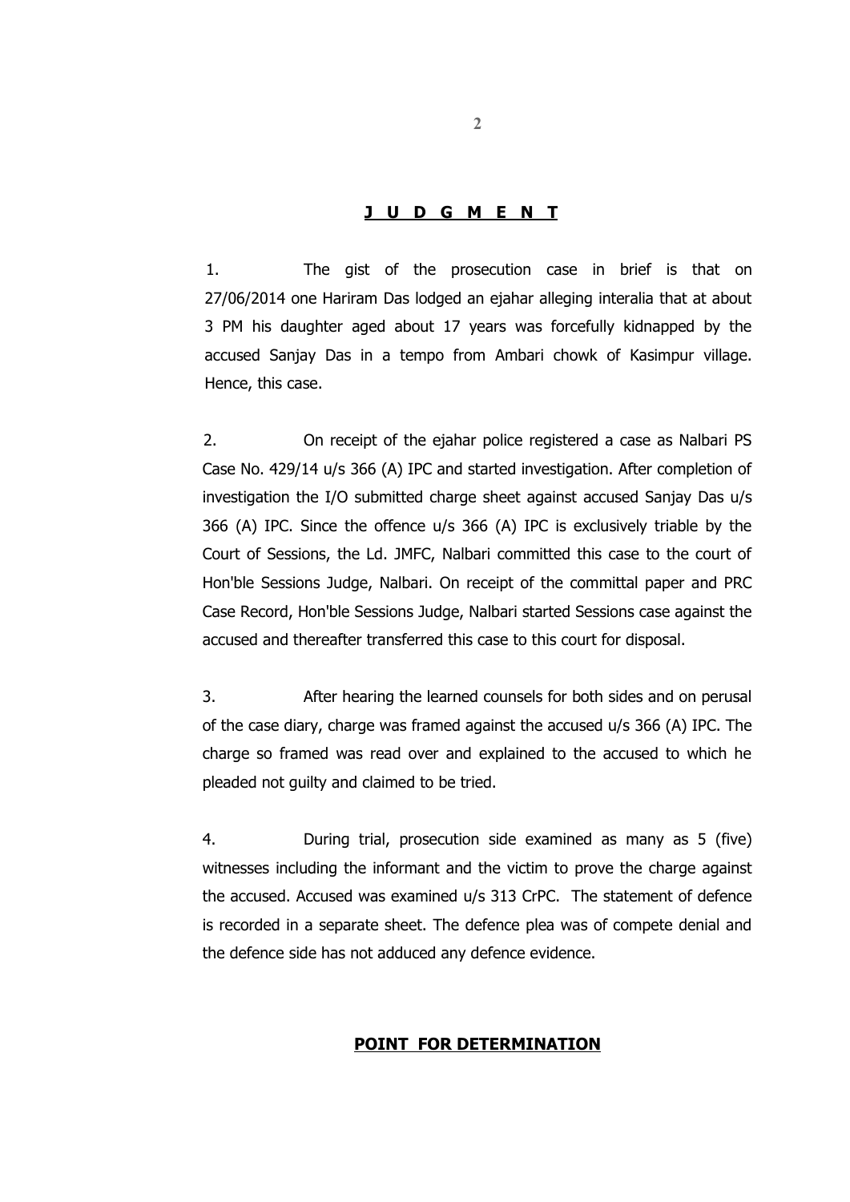## J U D G M E N T

1. The gist of the prosecution case in brief is that on 27/06/2014 one Hariram Das lodged an ejahar alleging interalia that at about 3 PM his daughter aged about 17 years was forcefully kidnapped by the accused Sanjay Das in a tempo from Ambari chowk of Kasimpur village. Hence, this case.

2. On receipt of the ejahar police registered a case as Nalbari PS Case No. 429/14 u/s 366 (A) IPC and started investigation. After completion of investigation the I/O submitted charge sheet against accused Sanjay Das u/s 366 (A) IPC. Since the offence u/s 366 (A) IPC is exclusively triable by the Court of Sessions, the Ld. JMFC, Nalbari committed this case to the court of Hon'ble Sessions Judge, Nalbari. On receipt of the committal paper and PRC Case Record, Hon'ble Sessions Judge, Nalbari started Sessions case against the accused and thereafter transferred this case to this court for disposal.

3. After hearing the learned counsels for both sides and on perusal of the case diary, charge was framed against the accused u/s 366 (A) IPC. The charge so framed was read over and explained to the accused to which he pleaded not guilty and claimed to be tried.

4. During trial, prosecution side examined as many as 5 (five) witnesses including the informant and the victim to prove the charge against the accused. Accused was examined u/s 313 CrPC. The statement of defence is recorded in a separate sheet. The defence plea was of compete denial and the defence side has not adduced any defence evidence.

## POINT FOR DETERMINATION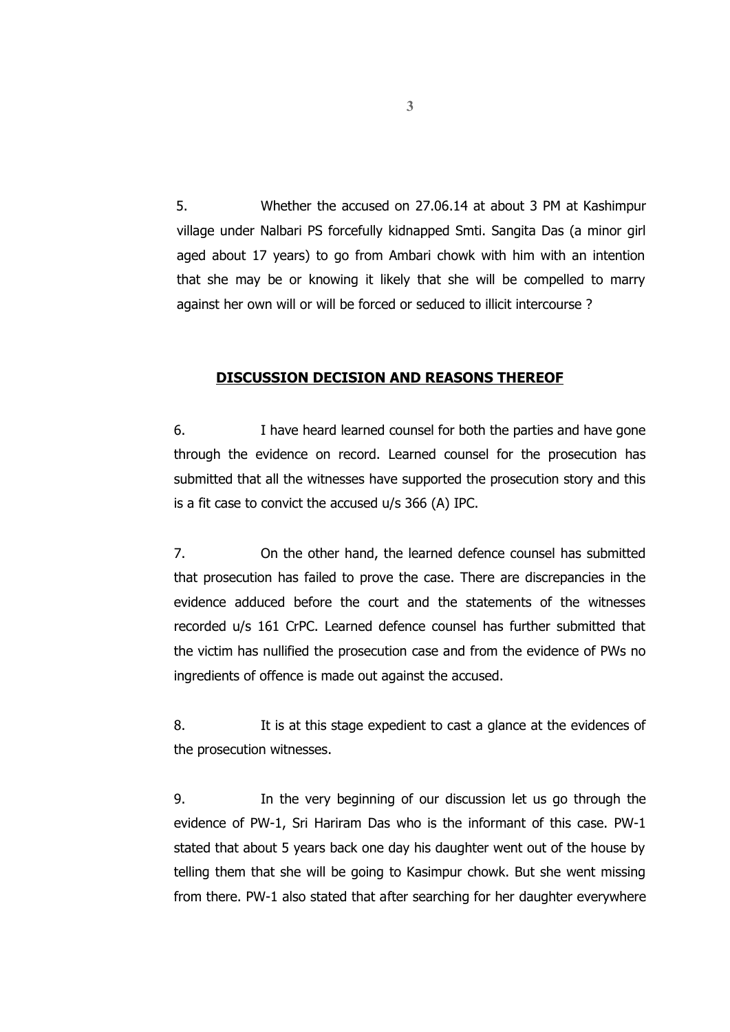5. Whether the accused on 27.06.14 at about 3 PM at Kashimpur village under Nalbari PS forcefully kidnapped Smti. Sangita Das (a minor girl aged about 17 years) to go from Ambari chowk with him with an intention that she may be or knowing it likely that she will be compelled to marry against her own will or will be forced or seduced to illicit intercourse ?

## DISCUSSION DECISION AND REASONS THEREOF

6. I have heard learned counsel for both the parties and have gone through the evidence on record. Learned counsel for the prosecution has submitted that all the witnesses have supported the prosecution story and this is a fit case to convict the accused u/s 366 (A) IPC.

7. On the other hand, the learned defence counsel has submitted that prosecution has failed to prove the case. There are discrepancies in the evidence adduced before the court and the statements of the witnesses recorded u/s 161 CrPC. Learned defence counsel has further submitted that the victim has nullified the prosecution case and from the evidence of PWs no ingredients of offence is made out against the accused.

8. It is at this stage expedient to cast a glance at the evidences of the prosecution witnesses.

9. In the very beginning of our discussion let us go through the evidence of PW-1, Sri Hariram Das who is the informant of this case. PW-1 stated that about 5 years back one day his daughter went out of the house by telling them that she will be going to Kasimpur chowk. But she went missing from there. PW-1 also stated that after searching for her daughter everywhere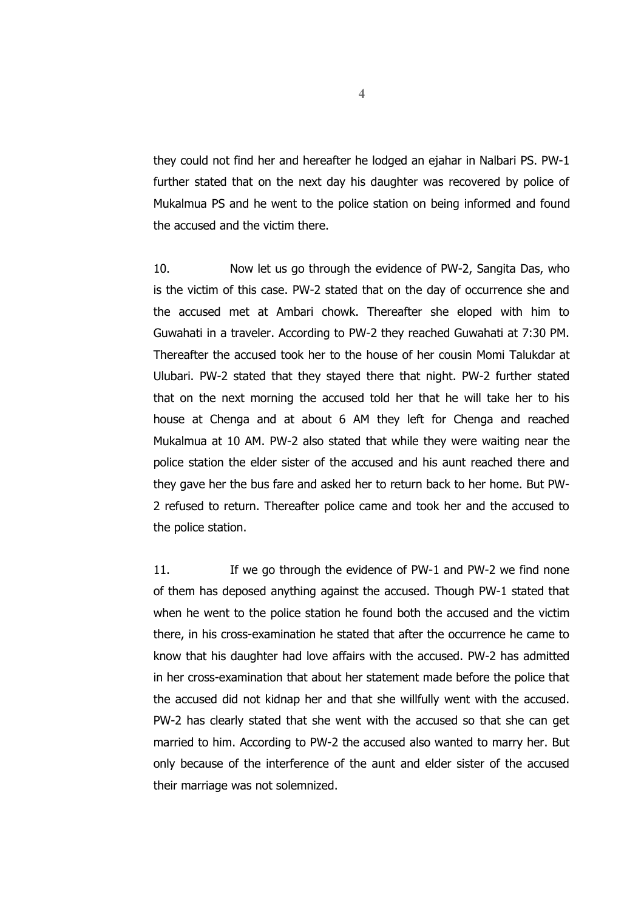they could not find her and hereafter he lodged an ejahar in Nalbari PS. PW-1 further stated that on the next day his daughter was recovered by police of Mukalmua PS and he went to the police station on being informed and found the accused and the victim there.

10. Now let us go through the evidence of PW-2, Sangita Das, who is the victim of this case. PW-2 stated that on the day of occurrence she and the accused met at Ambari chowk. Thereafter she eloped with him to Guwahati in a traveler. According to PW-2 they reached Guwahati at 7:30 PM. Thereafter the accused took her to the house of her cousin Momi Talukdar at Ulubari. PW-2 stated that they stayed there that night. PW-2 further stated that on the next morning the accused told her that he will take her to his house at Chenga and at about 6 AM they left for Chenga and reached Mukalmua at 10 AM. PW-2 also stated that while they were waiting near the police station the elder sister of the accused and his aunt reached there and they gave her the bus fare and asked her to return back to her home. But PW-2 refused to return. Thereafter police came and took her and the accused to the police station.

11. If we go through the evidence of PW-1 and PW-2 we find none of them has deposed anything against the accused. Though PW-1 stated that when he went to the police station he found both the accused and the victim there, in his cross-examination he stated that after the occurrence he came to know that his daughter had love affairs with the accused. PW-2 has admitted in her cross-examination that about her statement made before the police that the accused did not kidnap her and that she willfully went with the accused. PW-2 has clearly stated that she went with the accused so that she can get married to him. According to PW-2 the accused also wanted to marry her. But only because of the interference of the aunt and elder sister of the accused their marriage was not solemnized.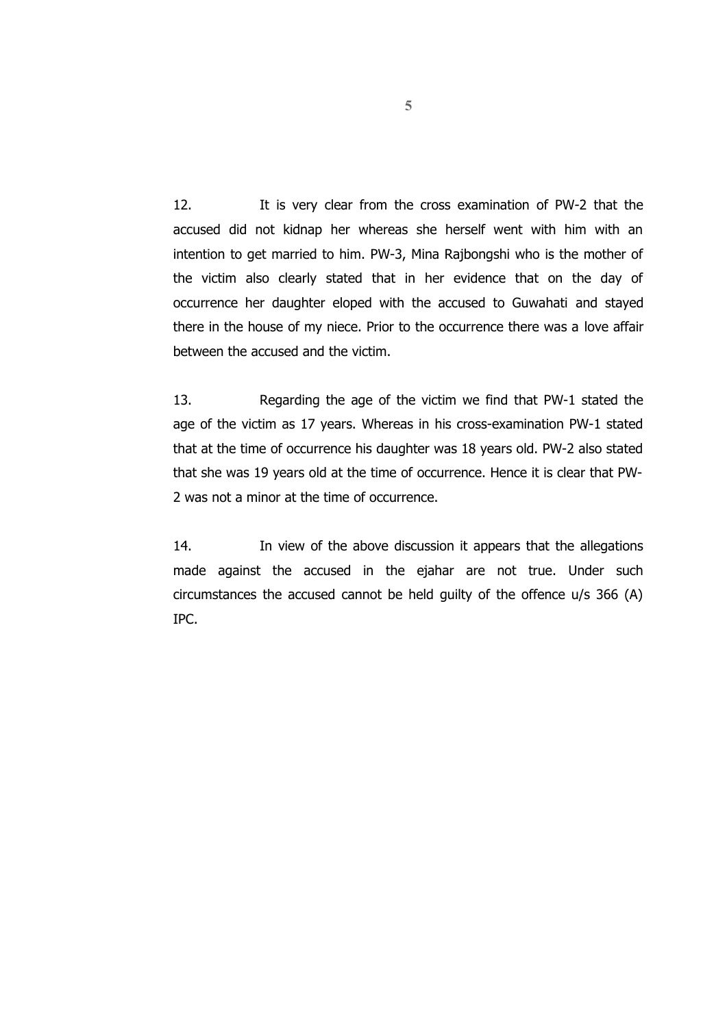12. It is very clear from the cross examination of PW-2 that the accused did not kidnap her whereas she herself went with him with an intention to get married to him. PW-3, Mina Rajbongshi who is the mother of the victim also clearly stated that in her evidence that on the day of occurrence her daughter eloped with the accused to Guwahati and stayed there in the house of my niece. Prior to the occurrence there was a love affair between the accused and the victim.

13. Regarding the age of the victim we find that PW-1 stated the age of the victim as 17 years. Whereas in his cross-examination PW-1 stated that at the time of occurrence his daughter was 18 years old. PW-2 also stated that she was 19 years old at the time of occurrence. Hence it is clear that PW-2 was not a minor at the time of occurrence.

14. In view of the above discussion it appears that the allegations made against the accused in the ejahar are not true. Under such circumstances the accused cannot be held guilty of the offence u/s 366 (A) IPC.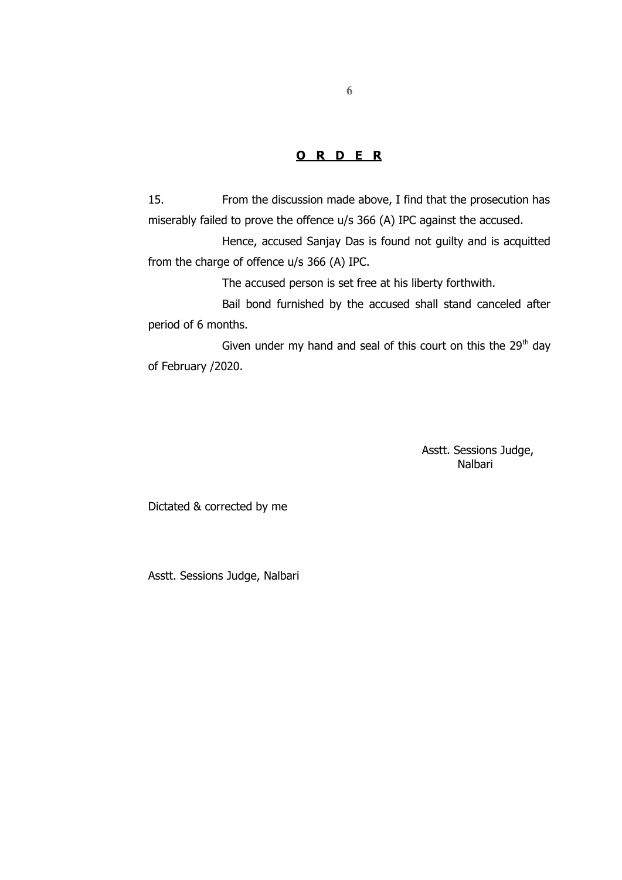## ORDER

15. From the discussion made above, I find that the prosecution has miserably failed to prove the offence u/s 366 (A) IPC against the accused.

Hence, accused Sanjay Das is found not guilty and is acquitted from the charge of offence u/s 366 (A) IPC.

The accused person is set free at his liberty forthwith.

Bail bond furnished by the accused shall stand canceled after period of 6 months.

Given under my hand and seal of this court on this the 29th day of February /2020.

Asstt. Sessions Judge,
Nalbari

Dictated & corrected by me

Asstt. Sessions Judge, Nalbari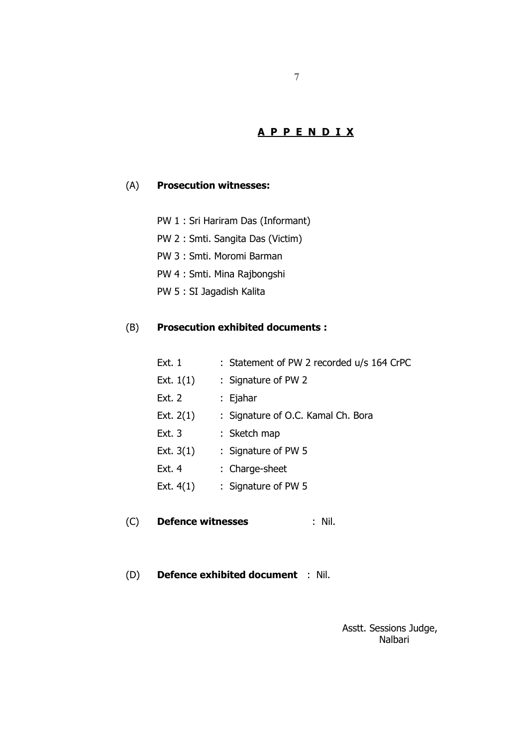# **A P P E N D I X**

(A) **Prosecution witnesses:**

PW 1 : Sri Hariram Das (Informant)
PW 2 : Smti. Sangita Das (Victim)
PW 3 : Smti. Moromi Barman
PW 4 : Smti. Mina Rajbongshi
PW 5 : SI Jagadish Kalita

(B) **Prosecution exhibited documents :**

| | |
|---|---|
| Ext. 1 | : Statement of PW 2 recorded u/s 164 CrPC |
| Ext. 1(1) | : Signature of PW 2 |
| Ext. 2 | : Ejahar |
| Ext. 2(1) | : Signature of O.C. Kamal Ch. Bora |
| Ext. 3 | : Sketch map |
| Ext. 3(1) | : Signature of PW 5 |
| Ext. 4 | : Charge-sheet |
| Ext. 4(1) | : Signature of PW 5 |

(C) **Defence witnesses** : Nil.

(D) **Defence exhibited document** : Nil.

Asstt. Sessions Judge,
Nalbari